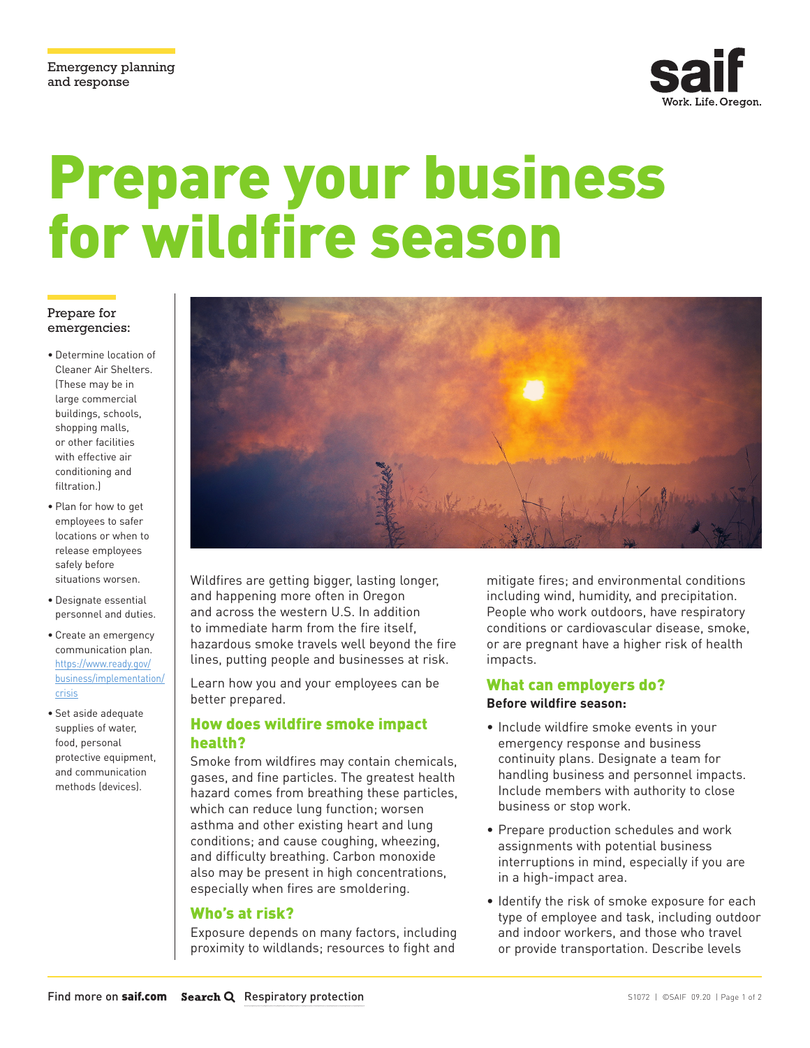Emergency planning and response

# Prepare your business for wildfire season

**Prepare for emergencies:**

- Determine location of Cleaner Air Shelters. (These may be in large commercial buildings, schools, shopping malls, or other facilities with effective air conditioning and filtration.)
- Plan for how to get employees to safer locations or when to release employees safely before situations worsen.
- Designate essential personnel and duties.
- Create an emergency communication plan. https://www.ready.gov/business/implementation/crisis
- Set aside adequate supplies of water, food, personal protective equipment, and communication methods (devices).

Wildfires are getting bigger, lasting longer, and happening more often in Oregon and across the western U.S. In addition to immediate harm from the fire itself, hazardous smoke travels well beyond the fire lines, putting people and businesses at risk.

Learn how you and your employees can be better prepared.

## How does wildfire smoke impact health?

Smoke from wildfires may contain chemicals, gases, and fine particles. The greatest health hazard comes from breathing these particles, which can reduce lung function; worsen asthma and other existing heart and lung conditions; and cause coughing, wheezing, and difficulty breathing. Carbon monoxide also may be present in high concentrations, especially when fires are smoldering.

## Who's at risk?

Exposure depends on many factors, including proximity to wildlands; resources to fight and mitigate fires; and environmental conditions including wind, humidity, and precipitation. People who work outdoors, have respiratory conditions or cardiovascular disease, smoke, or are pregnant have a higher risk of health impacts.

## What can employers do?

**Before wildfire season:**

- Include wildfire smoke events in your emergency response and business continuity plans. Designate a team for handling business and personnel impacts. Include members with authority to close business or stop work.
- Prepare production schedules and work assignments with potential business interruptions in mind, especially if you are in a high-impact area.
- Identify the risk of smoke exposure for each type of employee and task, including outdoor and indoor workers, and those who travel or provide transportation. Describe levels

Find more on **saif.com** Search Respiratory protection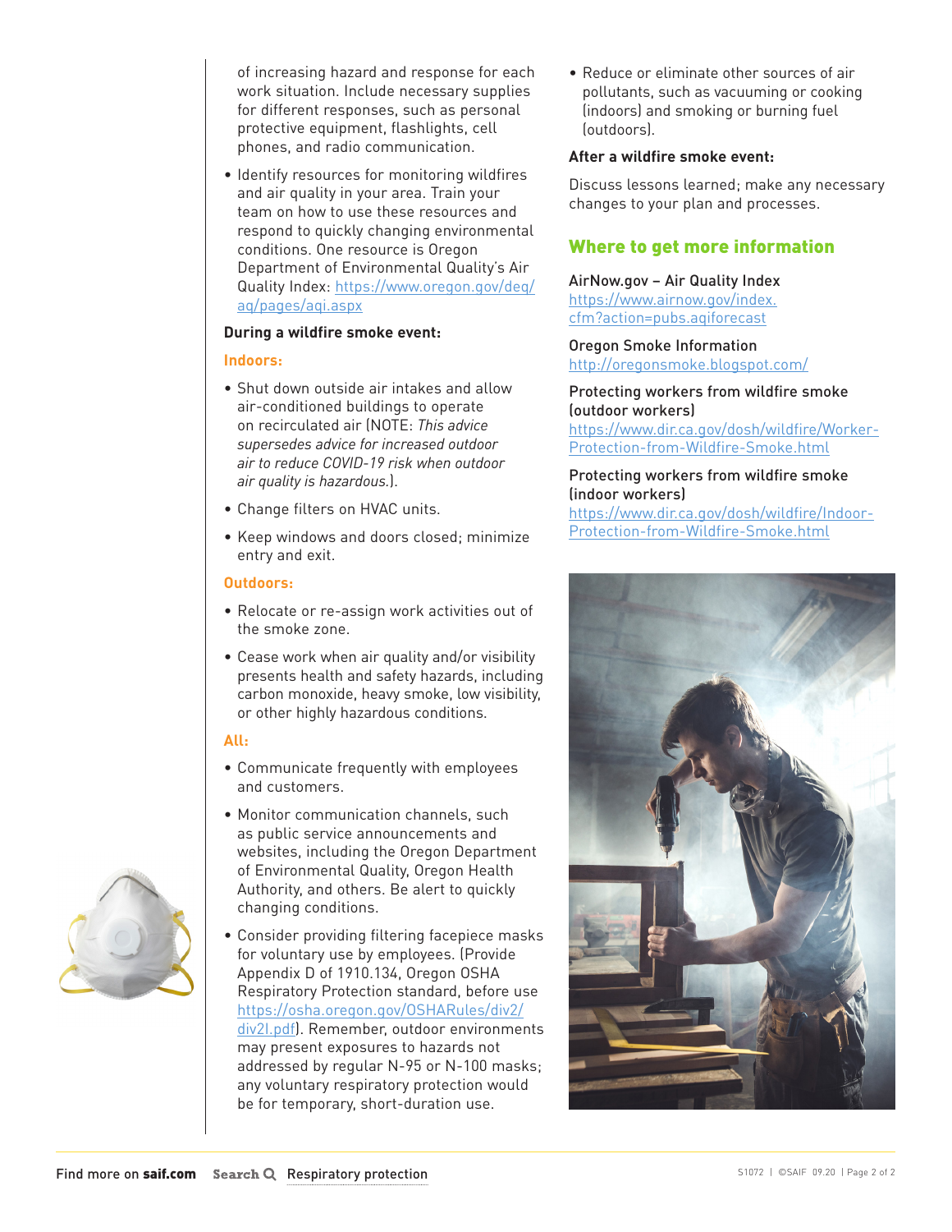of increasing hazard and response for each work situation. Include necessary supplies for different responses, such as personal protective equipment, flashlights, cell phones, and radio communication.

- Identify resources for monitoring wildfires and air quality in your area. Train your team on how to use these resources and respond to quickly changing environmental conditions. One resource is Oregon Department of Environmental Quality's Air Quality Index: https://www.oregon.gov/deq/aq/pages/aqi.aspx

**During a wildfire smoke event:**

**Indoors:**

- Shut down outside air intakes and allow air-conditioned buildings to operate on recirculated air (NOTE: *This advice supersedes advice for increased outdoor air to reduce COVID-19 risk when outdoor air quality is hazardous.*).
- Change filters on HVAC units.
- Keep windows and doors closed; minimize entry and exit.

**Outdoors:**

- Relocate or re-assign work activities out of the smoke zone.
- Cease work when air quality and/or visibility presents health and safety hazards, including carbon monoxide, heavy smoke, low visibility, or other highly hazardous conditions.

**All:**

- Communicate frequently with employees and customers.
- Monitor communication channels, such as public service announcements and websites, including the Oregon Department of Environmental Quality, Oregon Health Authority, and others. Be alert to quickly changing conditions.
- Consider providing filtering facepiece masks for voluntary use by employees. (Provide Appendix D of 1910.134, Oregon OSHA Respiratory Protection standard, before use https://osha.oregon.gov/OSHARules/div2/div2I.pdf). Remember, outdoor environments may present exposures to hazards not addressed by regular N-95 or N-100 masks; any voluntary respiratory protection would be for temporary, short-duration use.
- Reduce or eliminate other sources of air pollutants, such as vacuuming or cooking (indoors) and smoking or burning fuel (outdoors).

**After a wildfire smoke event:**

Discuss lessons learned; make any necessary changes to your plan and processes.

## Where to get more information

AirNow.gov – Air Quality Index
https://www.airnow.gov/index.cfm?action=pubs.aqiforecast

Oregon Smoke Information
http://oregonsmoke.blogspot.com/

Protecting workers from wildfire smoke (outdoor workers)
https://www.dir.ca.gov/dosh/wildfire/Worker-Protection-from-Wildfire-Smoke.html

Protecting workers from wildfire smoke (indoor workers)
https://www.dir.ca.gov/dosh/wildfire/Indoor-Protection-from-Wildfire-Smoke.html

Find more on **saif.com** Search Respiratory protection